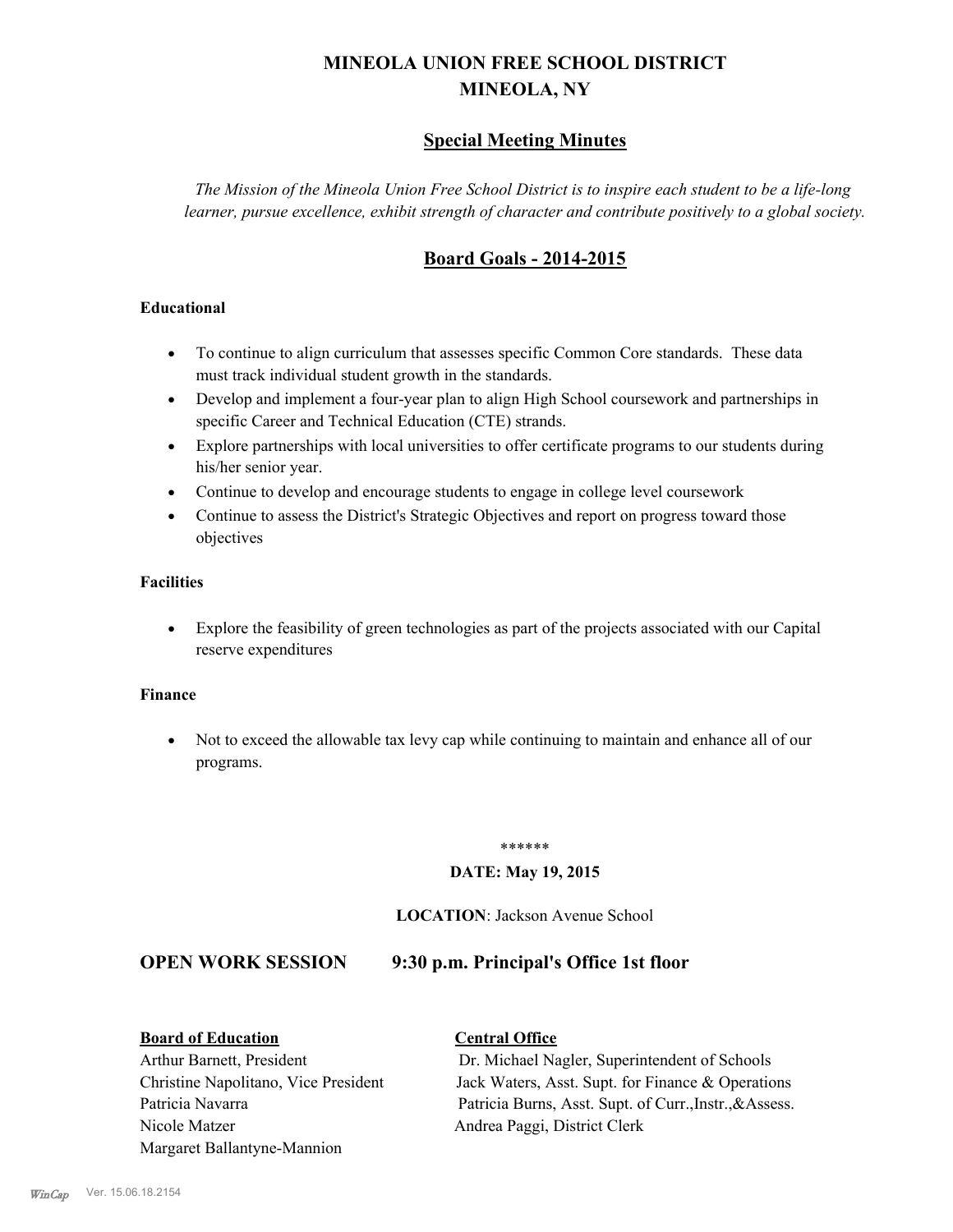# MINEOLA UNION FREE SCHOOL DISTRICT
# MINEOLA, NY

## Special Meeting Minutes

*The Mission of the Mineola Union Free School District is to inspire each student to be a life-long learner, pursue excellence, exhibit strength of character and contribute positively to a global society.*

## Board Goals - 2014-2015

**Educational**

- To continue to align curriculum that assesses specific Common Core standards. These data must track individual student growth in the standards.
- Develop and implement a four-year plan to align High School coursework and partnerships in specific Career and Technical Education (CTE) strands.
- Explore partnerships with local universities to offer certificate programs to our students during his/her senior year.
- Continue to develop and encourage students to engage in college level coursework
- Continue to assess the District's Strategic Objectives and report on progress toward those objectives

**Facilities**

- Explore the feasibility of green technologies as part of the projects associated with our Capital reserve expenditures

**Finance**

- Not to exceed the allowable tax levy cap while continuing to maintain and enhance all of our programs.

******

**DATE: May 19, 2015**

**LOCATION**: Jackson Avenue School

## OPEN WORK SESSION 9:30 p.m. Principal's Office 1st floor

**Board of Education**

Arthur Barnett, President
Christine Napolitano, Vice President
Patricia Navarra
Nicole Matzer
Margaret Ballantyne-Mannion

**Central Office**

Dr. Michael Nagler, Superintendent of Schools
Jack Waters, Asst. Supt. for Finance & Operations
Patricia Burns, Asst. Supt. of Curr.,Instr.,&Assess.
Andrea Paggi, District Clerk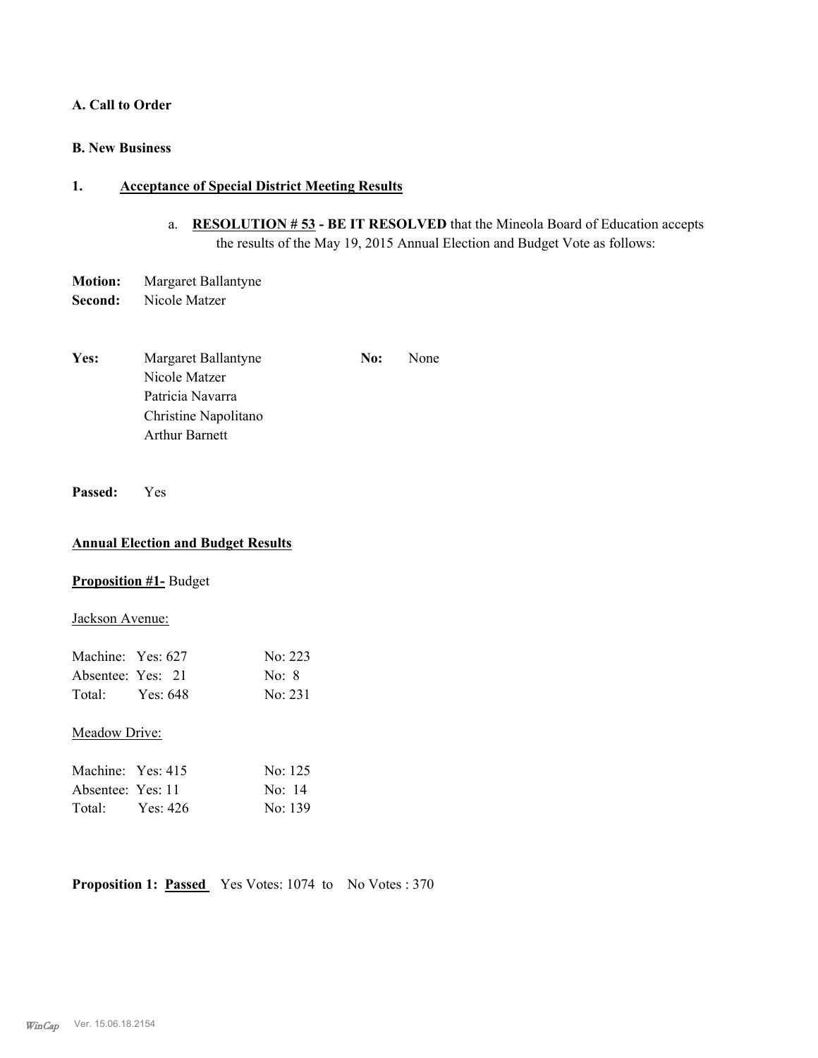**A. Call to Order**

**B. New Business**

**1. Acceptance of Special District Meeting Results**

a. **RESOLUTION # 53 - BE IT RESOLVED** that the Mineola Board of Education accepts the results of the May 19, 2015 Annual Election and Budget Vote as follows:

**Motion:** Margaret Ballantyne
**Second:** Nicole Matzer

| **Yes:** | | **No:** | |
|---|---|---|---|
| | Margaret Ballantyne | | None |
| | Nicole Matzer | | |
| | Patricia Navarra | | |
| | Christine Napolitano | | |
| | Arthur Barnett | | |

**Passed:** Yes

**Annual Election and Budget Results**

**Proposition #1-** Budget

Jackson Avenue:

| | | |
|---|---|---|
| Machine: | Yes: 627 | No: 223 |
| Absentee: | Yes: 21 | No: 8 |
| Total: | Yes: 648 | No: 231 |

Meadow Drive:

| | | |
|---|---|---|
| Machine: | Yes: 415 | No: 125 |
| Absentee: | Yes: 11 | No: 14 |
| Total: | Yes: 426 | No: 139 |

**Proposition 1: Passed** Yes Votes: 1074 to No Votes : 370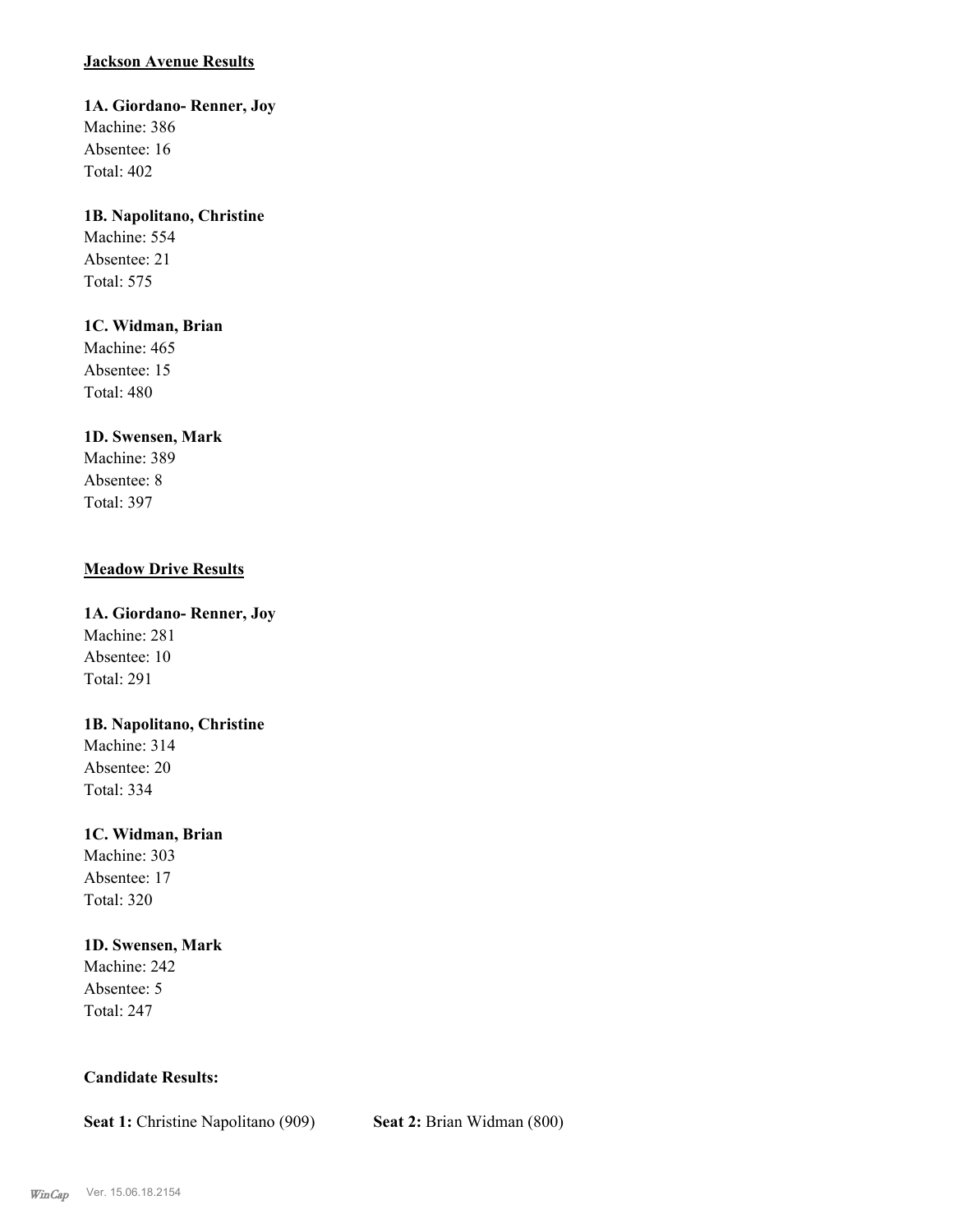**Jackson Avenue Results**

**1A. Giordano- Renner, Joy**
Machine: 386
Absentee: 16
Total: 402

**1B. Napolitano, Christine**
Machine: 554
Absentee: 21
Total: 575

**1C. Widman, Brian**
Machine: 465
Absentee: 15
Total: 480

**1D. Swensen, Mark**
Machine: 389
Absentee: 8
Total: 397

**Meadow Drive Results**

**1A. Giordano- Renner, Joy**
Machine: 281
Absentee: 10
Total: 291

**1B. Napolitano, Christine**
Machine: 314
Absentee: 20
Total: 334

**1C. Widman, Brian**
Machine: 303
Absentee: 17
Total: 320

**1D. Swensen, Mark**
Machine: 242
Absentee: 5
Total: 247

**Candidate Results:**

**Seat 1:** Christine Napolitano (909) **Seat 2:** Brian Widman (800)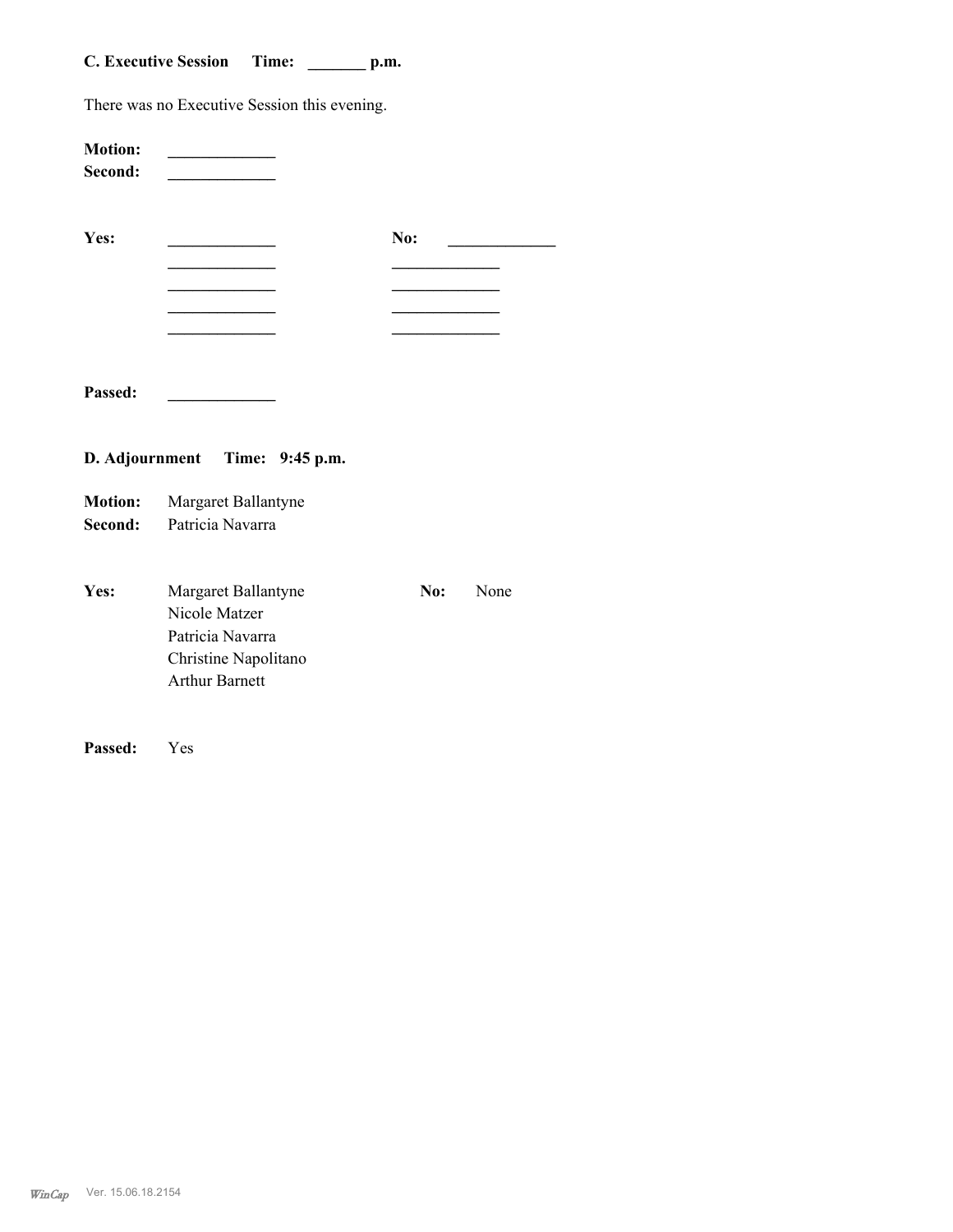**C. Executive Session Time: _______ p.m.**

There was no Executive Session this evening.

**Motion:** _____________
**Second:** _____________

| | | | |
|---|---|---|---|
| **Yes:** | _____________ | **No:** | _____________ |
| | _____________ | | _____________ |
| | _____________ | | _____________ |
| | _____________ | | _____________ |
| | _____________ | | _____________ |

**Passed:** _____________

**D. Adjournment Time: 9:45 p.m.**

**Motion:** Margaret Ballantyne
**Second:** Patricia Navarra

| | | | |
|---|---|---|---|
| **Yes:** | Margaret Ballantyne | **No:** | None |
| | Nicole Matzer | | |
| | Patricia Navarra | | |
| | Christine Napolitano | | |
| | Arthur Barnett | | |

**Passed:** Yes